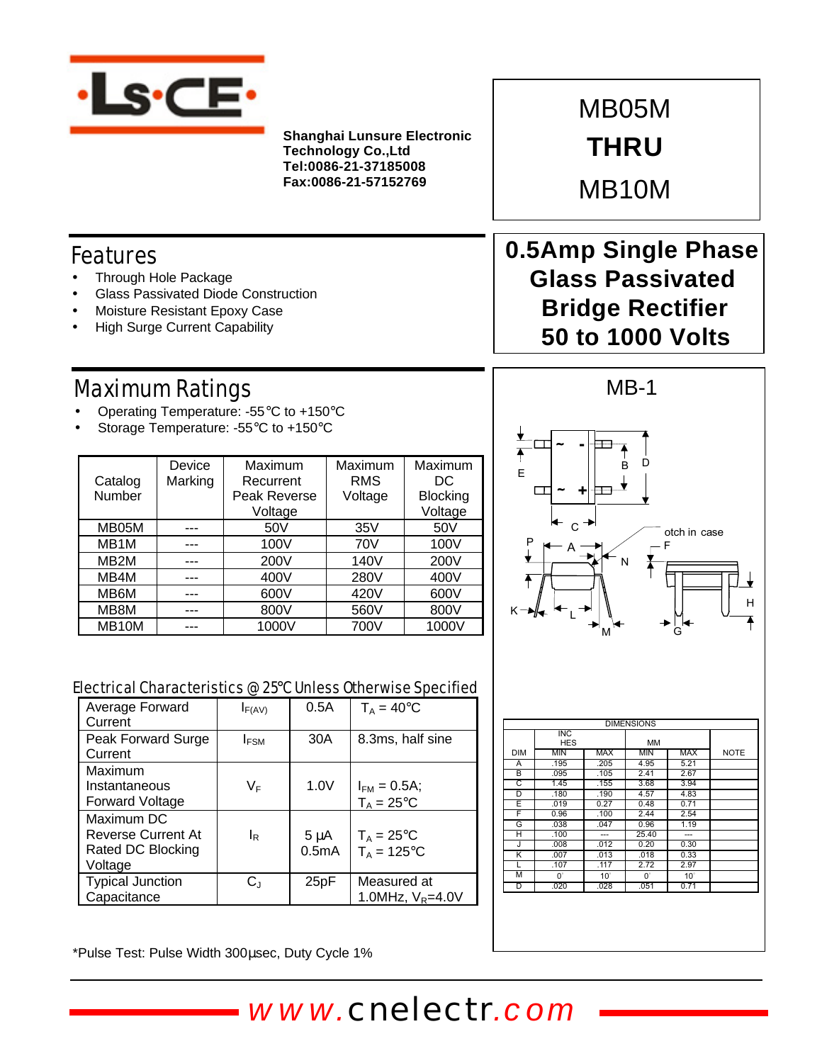**Shanghai Lunsure Electronic Technology Co.,Ltd**
**Tel:0086-21-37185008**
**Fax:0086-21-57152769**

# MB05M THRU MB10M

## 0.5Amp Single Phase Glass Passivated Bridge Rectifier 50 to 1000 Volts

## Features

- Through Hole Package
- Glass Passivated Diode Construction
- Moisture Resistant Epoxy Case
- High Surge Current Capability

## Maximum Ratings

- Operating Temperature: -55°C to +150°C
- Storage Temperature: -55°C to +150°C

| Catalog Number | Device Marking | Maximum Recurrent Peak Reverse Voltage | Maximum RMS Voltage | Maximum DC Blocking Voltage |
|---|---|---|---|---|
| MB05M | --- | 50V | 35V | 50V |
| MB1M | --- | 100V | 70V | 100V |
| MB2M | --- | 200V | 140V | 200V |
| MB4M | --- | 400V | 280V | 400V |
| MB6M | --- | 600V | 420V | 600V |
| MB8M | --- | 800V | 560V | 800V |
| MB10M | --- | 1000V | 700V | 1000V |

## Electrical Characteristics @ 25°C Unless Otherwise Specified

| | | | |
|---|---|---|---|
| Average Forward Current | $I_{F(AV)}$ | 0.5A | $T_A$ = 40°C |
| Peak Forward Surge Current | $I_{FSM}$ | 30A | 8.3ms, half sine |
| Maximum Instantaneous Forward Voltage | $V_F$ | 1.0V | $I_{FM}$ = 0.5A; $T_A$ = 25°C |
| Maximum DC Reverse Current At Rated DC Blocking Voltage | $I_R$ | 5 µA<br>0.5mA | $T_A$ = 25°C<br>$T_A$ = 125°C |
| Typical Junction Capacitance | $C_J$ | 25pF | Measured at 1.0MHz, $V_R$=4.0V |

*Pulse Test: Pulse Width 300µsec, Duty Cycle 1%

## MB-1

| DIM | INCHES MIN | INCHES MAX | MM MIN | MM MAX | NOTE |
|---|---|---|---|---|---|
| A | .195 | .205 | 4.95 | 5.21 | |
| B | .095 | .105 | 2.41 | 2.67 | |
| C | 1.45 | .155 | 3.68 | 3.94 | |
| D | .180 | .190 | 4.57 | 4.83 | |
| E | .019 | 0.27 | 0.48 | 0.71 | |
| F | 0.96 | .100 | 2.44 | 2.54 | |
| G | .038 | .047 | 0.96 | 1.19 | |
| H | .100 | --- | 25.40 | --- | |
| J | .008 | .012 | 0.20 | 0.30 | |
| K | .007 | .013 | .018 | 0.33 | |
| L | .107 | .117 | 2.72 | 2.97 | |
| M | 0° | 10° | 0° | 10° | |
| D | .020 | .028 | .051 | 0.71 | |

www.cnelectr.com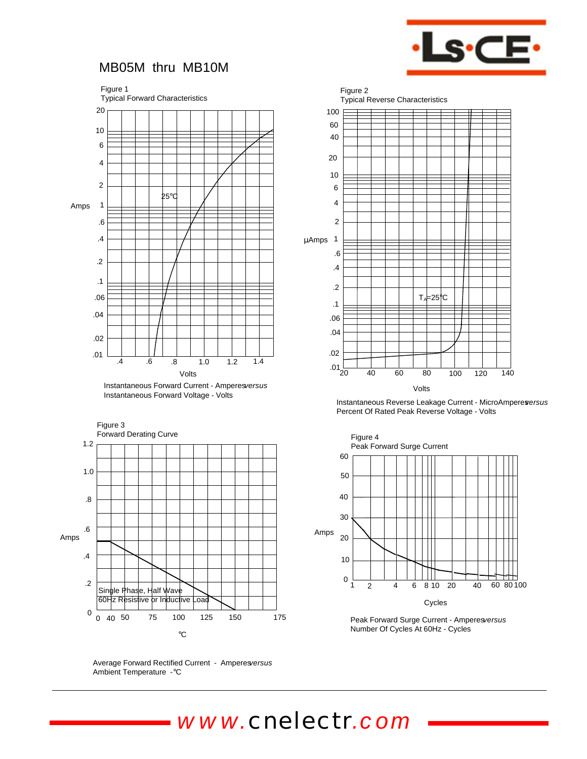# MB05M thru MB10M

Figure 1
Typical Forward Characteristics

20
10
6
4
2
Amps 1
.6
.4
.2
.1
.06
.04
.02
.01

25℃

.4 .6 .8 1.0 1.2 1.4
Volts

Instantaneous Forward Current - Amperes *versus*
Instantaneous Forward Voltage - Volts

Figure 2
Typical Reverse Characteristics

100
60
40
20
10
6
4
2
µAmps 1
.6
.4
.2
.1
.06
.04
.02
.01

$T_A$=25℃

20 40 60 80 100 120 140
Volts

Instantaneous Reverse Leakage Current - MicroAmperes *versus*
Percent Of Rated Peak Reverse Voltage - Volts

Figure 3
Forward Derating Curve

1.2
1.0
.8
.6
Amps
.4
.2
0

Single Phase, Half Wave
60Hz Resistive or Inductive Load

0 40 50 75 100 125 150 175
℃

Average Forward Rectified Current - Amperes *versus*
Ambient Temperature - ℃

Figure 4
Peak Forward Surge Current

60
50
40
30
Amps 20
10
0

1 2 4 6 8 10 20 40 60 80 100
Cycles

Peak Forward Surge Current - Amperes *versus*
Number Of Cycles At 60Hz - Cycles

www.cnelectr.com